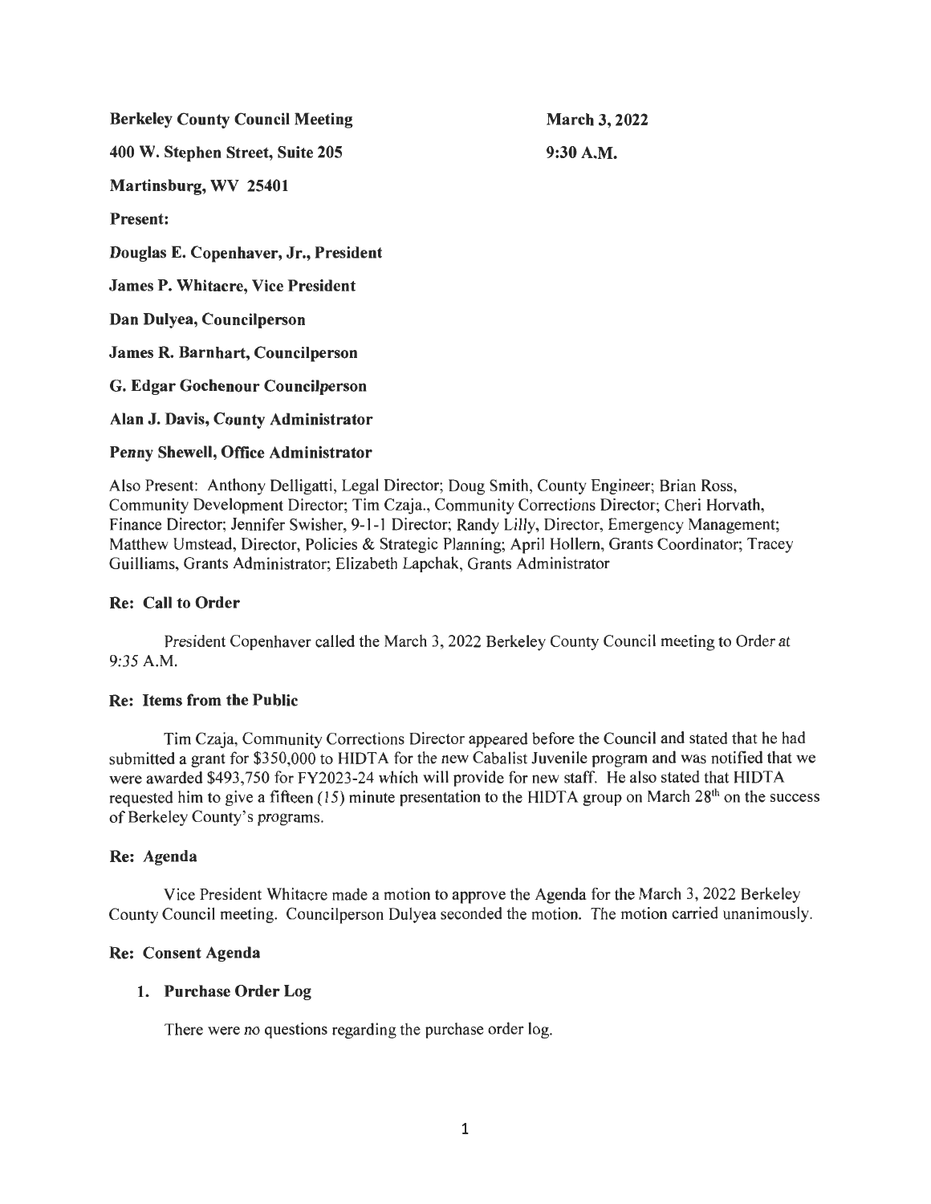**Berkeley County Council Meeting** **March 3, 2022**

**400 W. Stephen Street, Suite 205** **9:30 A.M.**

**Martinsburg, WV 25401**

**Present:**

**Douglas E. Copenhaver, Jr., President**

**James P. Whitacre, Vice President**

**Dan Dulyea, Councilperson**

**James R. Barnhart, Councilperson**

**G. Edgar Gochenour Councilperson**

**Alan J. Davis, County Administrator**

**Penny Shewell, Office Administrator**

Also Present: Anthony Delligatti, Legal Director; Doug Smith, County Engineer; Brian Ross, Community Development Director; Tim Czaja., Community Corrections Director; Cheri Horvath, Finance Director; Jennifer Swisher, 9-1-1 Director; Randy Lilly, Director, Emergency Management; Matthew Umstead, Director, Policies & Strategic Planning; April Hollern, Grants Coordinator; Tracey Guilliams, Grants Administrator; Elizabeth Lapchak, Grants Administrator

**Re: Call to Order**

President Copenhaver called the March 3, 2022 Berkeley County Council meeting to Order at 9:35 A.M.

**Re: Items from the Public**

Tim Czaja, Community Corrections Director appeared before the Council and stated that he had submitted a grant for $350,000 to HIDTA for the new Cabalist Juvenile program and was notified that we were awarded $493,750 for FY2023-24 which will provide for new staff. He also stated that HIDTA requested him to give a fifteen (15) minute presentation to the HIDTA group on March 28th on the success of Berkeley County's programs.

**Re: Agenda**

Vice President Whitacre made a motion to approve the Agenda for the March 3, 2022 Berkeley County Council meeting. Councilperson Dulyea seconded the motion. The motion carried unanimously.

**Re: Consent Agenda**

1. **Purchase Order Log**

   There were no questions regarding the purchase order log.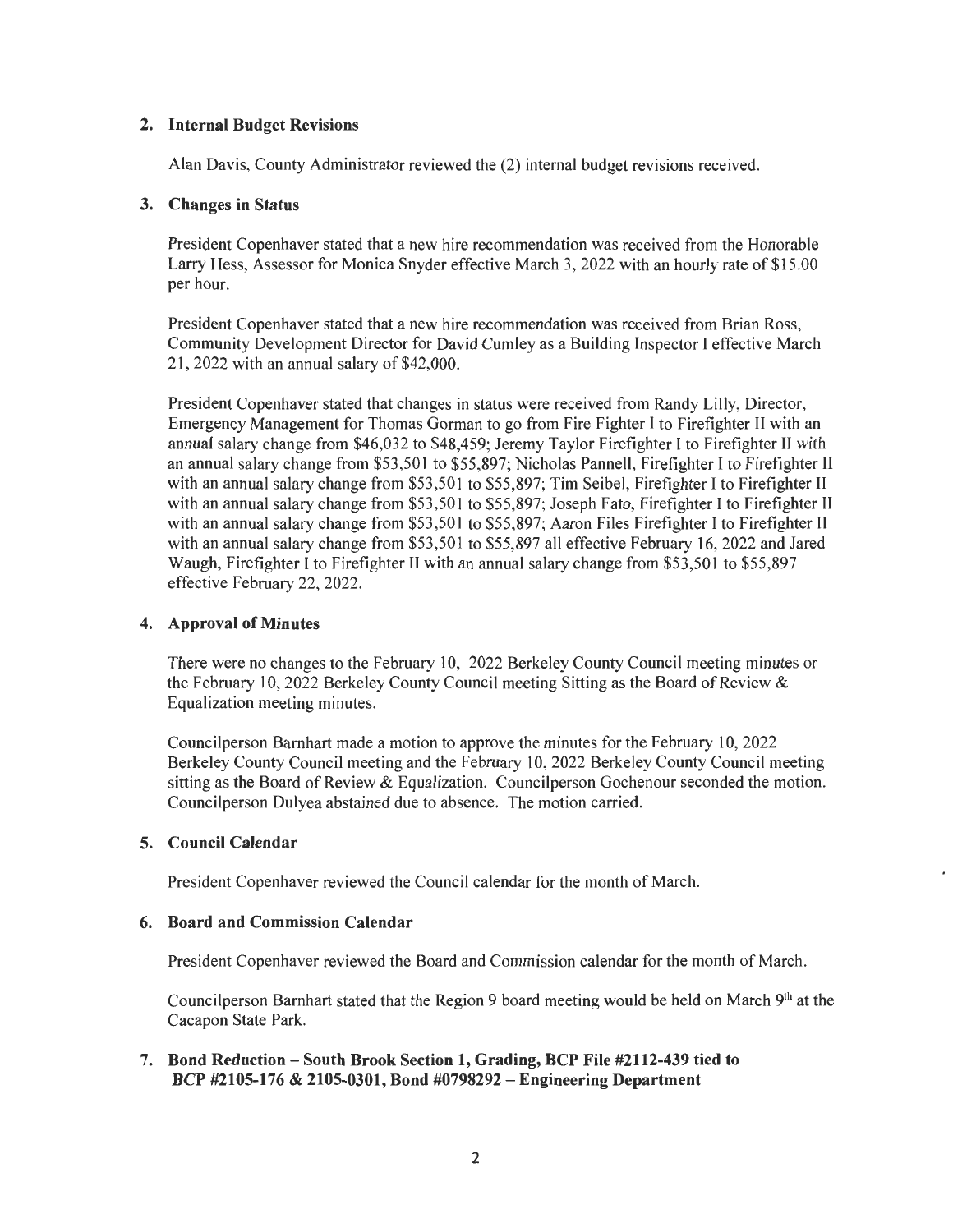## 2. Internal Budget Revisions

Alan Davis, County Administrator reviewed the (2) internal budget revisions received.

## 3. Changes in Status

President Copenhaver stated that a new hire recommendation was received from the Honorable Larry Hess, Assessor for Monica Snyder effective March 3, 2022 with an hourly rate of $15.00 per hour.

President Copenhaver stated that a new hire recommendation was received from Brian Ross, Community Development Director for David Cumley as a Building Inspector I effective March 21, 2022 with an annual salary of $42,000.

President Copenhaver stated that changes in status were received from Randy Lilly, Director, Emergency Management for Thomas Gorman to go from Fire Fighter I to Firefighter II with an annual salary change from $46,032 to $48,459; Jeremy Taylor Firefighter I to Firefighter II with an annual salary change from $53,501 to $55,897; Nicholas Pannell, Firefighter I to Firefighter II with an annual salary change from $53,501 to $55,897; Tim Seibel, Firefighter I to Firefighter II with an annual salary change from $53,501 to $55,897; Joseph Fato, Firefighter I to Firefighter II with an annual salary change from $53,501 to $55,897; Aaron Files Firefighter I to Firefighter II with an annual salary change from $53,501 to $55,897 all effective February 16, 2022 and Jared Waugh, Firefighter I to Firefighter II with an annual salary change from $53,501 to $55,897 effective February 22, 2022.

## 4. Approval of Minutes

There were no changes to the February 10, 2022 Berkeley County Council meeting minutes or the February 10, 2022 Berkeley County Council meeting Sitting as the Board of Review & Equalization meeting minutes.

Councilperson Barnhart made a motion to approve the minutes for the February 10, 2022 Berkeley County Council meeting and the February 10, 2022 Berkeley County Council meeting sitting as the Board of Review & Equalization. Councilperson Gochenour seconded the motion. Councilperson Dulyea abstained due to absence. The motion carried.

## 5. Council Calendar

President Copenhaver reviewed the Council calendar for the month of March.

## 6. Board and Commission Calendar

President Copenhaver reviewed the Board and Commission calendar for the month of March.

Councilperson Barnhart stated that the Region 9 board meeting would be held on March 9th at the Cacapon State Park.

## 7. Bond Reduction – South Brook Section 1, Grading, BCP File #2112-439 tied to BCP #2105-176 & 2105-0301, Bond #0798292 – Engineering Department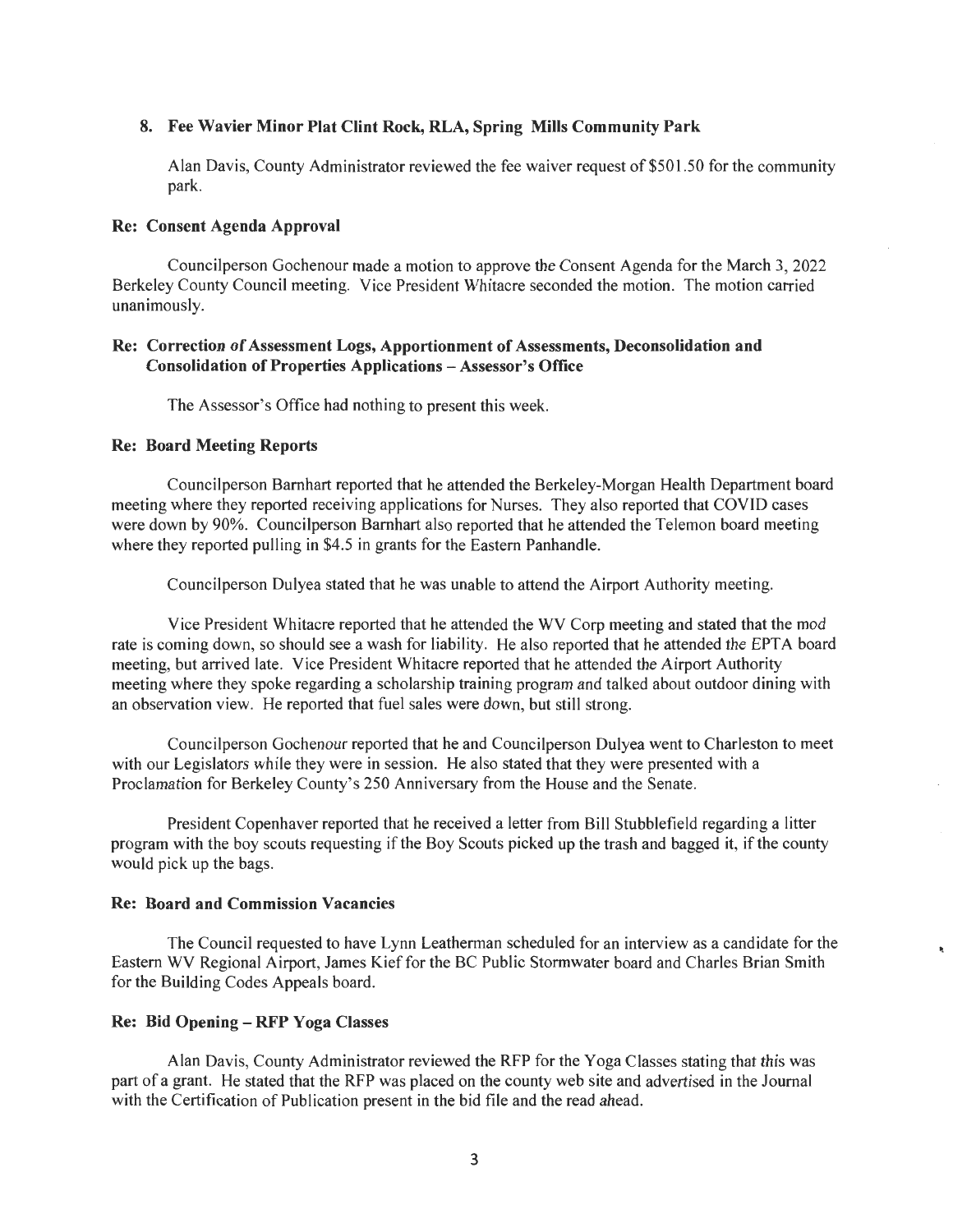**8. Fee Wavier Minor Plat Clint Rock, RLA, Spring Mills Community Park**

Alan Davis, County Administrator reviewed the fee waiver request of $501.50 for the community park.

**Re: Consent Agenda Approval**

Councilperson Gochenour made a motion to approve the Consent Agenda for the March 3, 2022 Berkeley County Council meeting. Vice President Whitacre seconded the motion. The motion carried unanimously.

**Re: Correction of Assessment Logs, Apportionment of Assessments, Deconsolidation and Consolidation of Properties Applications – Assessor's Office**

The Assessor's Office had nothing to present this week.

**Re: Board Meeting Reports**

Councilperson Barnhart reported that he attended the Berkeley-Morgan Health Department board meeting where they reported receiving applications for Nurses. They also reported that COVID cases were down by 90%. Councilperson Barnhart also reported that he attended the Telemon board meeting where they reported pulling in $4.5 in grants for the Eastern Panhandle.

Councilperson Dulyea stated that he was unable to attend the Airport Authority meeting.

Vice President Whitacre reported that he attended the WV Corp meeting and stated that the mod rate is coming down, so should see a wash for liability. He also reported that he attended the EPTA board meeting, but arrived late. Vice President Whitacre reported that he attended the Airport Authority meeting where they spoke regarding a scholarship training program and talked about outdoor dining with an observation view. He reported that fuel sales were down, but still strong.

Councilperson Gochenour reported that he and Councilperson Dulyea went to Charleston to meet with our Legislators while they were in session. He also stated that they were presented with a Proclamation for Berkeley County's 250 Anniversary from the House and the Senate.

President Copenhaver reported that he received a letter from Bill Stubblefield regarding a litter program with the boy scouts requesting if the Boy Scouts picked up the trash and bagged it, if the county would pick up the bags.

**Re: Board and Commission Vacancies**

The Council requested to have Lynn Leatherman scheduled for an interview as a candidate for the Eastern WV Regional Airport, James Kief for the BC Public Stormwater board and Charles Brian Smith for the Building Codes Appeals board.

**Re: Bid Opening – RFP Yoga Classes**

Alan Davis, County Administrator reviewed the RFP for the Yoga Classes stating that this was part of a grant. He stated that the RFP was placed on the county web site and advertised in the Journal with the Certification of Publication present in the bid file and the read ahead.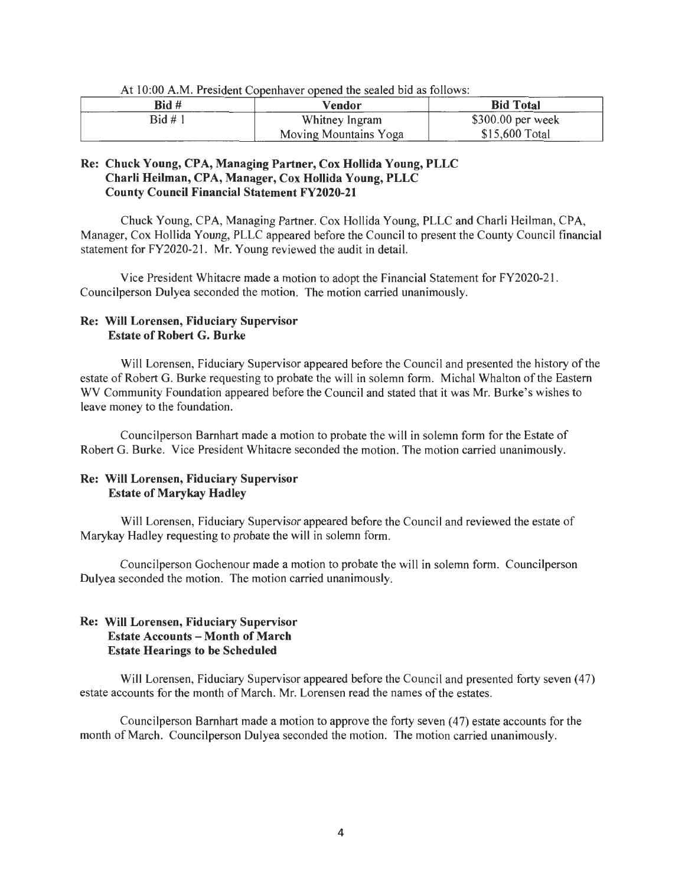At 10:00 A.M. President Copenhaver opened the sealed bid as follows:

| Bid # | Vendor | Bid Total |
|---|---|---|
| Bid # 1 | Whitney Ingram<br>Moving Mountains Yoga | $300.00 per week<br>$15,600 Total |

**Re: Chuck Young, CPA, Managing Partner, Cox Hollida Young, PLLC**
**Charli Heilman, CPA, Manager, Cox Hollida Young, PLLC**
**County Council Financial Statement FY2020-21**

Chuck Young, CPA, Managing Partner. Cox Hollida Young, PLLC and Charli Heilman, CPA, Manager, Cox Hollida Young, PLLC appeared before the Council to present the County Council financial statement for FY2020-21. Mr. Young reviewed the audit in detail.

Vice President Whitacre made a motion to adopt the Financial Statement for FY2020-21. Councilperson Dulyea seconded the motion. The motion carried unanimously.

**Re: Will Lorensen, Fiduciary Supervisor**
**Estate of Robert G. Burke**

Will Lorensen, Fiduciary Supervisor appeared before the Council and presented the history of the estate of Robert G. Burke requesting to probate the will in solemn form. Michal Whalton of the Eastern WV Community Foundation appeared before the Council and stated that it was Mr. Burke's wishes to leave money to the foundation.

Councilperson Barnhart made a motion to probate the will in solemn form for the Estate of Robert G. Burke. Vice President Whitacre seconded the motion. The motion carried unanimously.

**Re: Will Lorensen, Fiduciary Supervisor**
**Estate of Marykay Hadley**

Will Lorensen, Fiduciary Supervisor appeared before the Council and reviewed the estate of Marykay Hadley requesting to probate the will in solemn form.

Councilperson Gochenour made a motion to probate the will in solemn form. Councilperson Dulyea seconded the motion. The motion carried unanimously.

**Re: Will Lorensen, Fiduciary Supervisor**
**Estate Accounts – Month of March**
**Estate Hearings to be Scheduled**

Will Lorensen, Fiduciary Supervisor appeared before the Council and presented forty seven (47) estate accounts for the month of March. Mr. Lorensen read the names of the estates.

Councilperson Barnhart made a motion to approve the forty seven (47) estate accounts for the month of March. Councilperson Dulyea seconded the motion. The motion carried unanimously.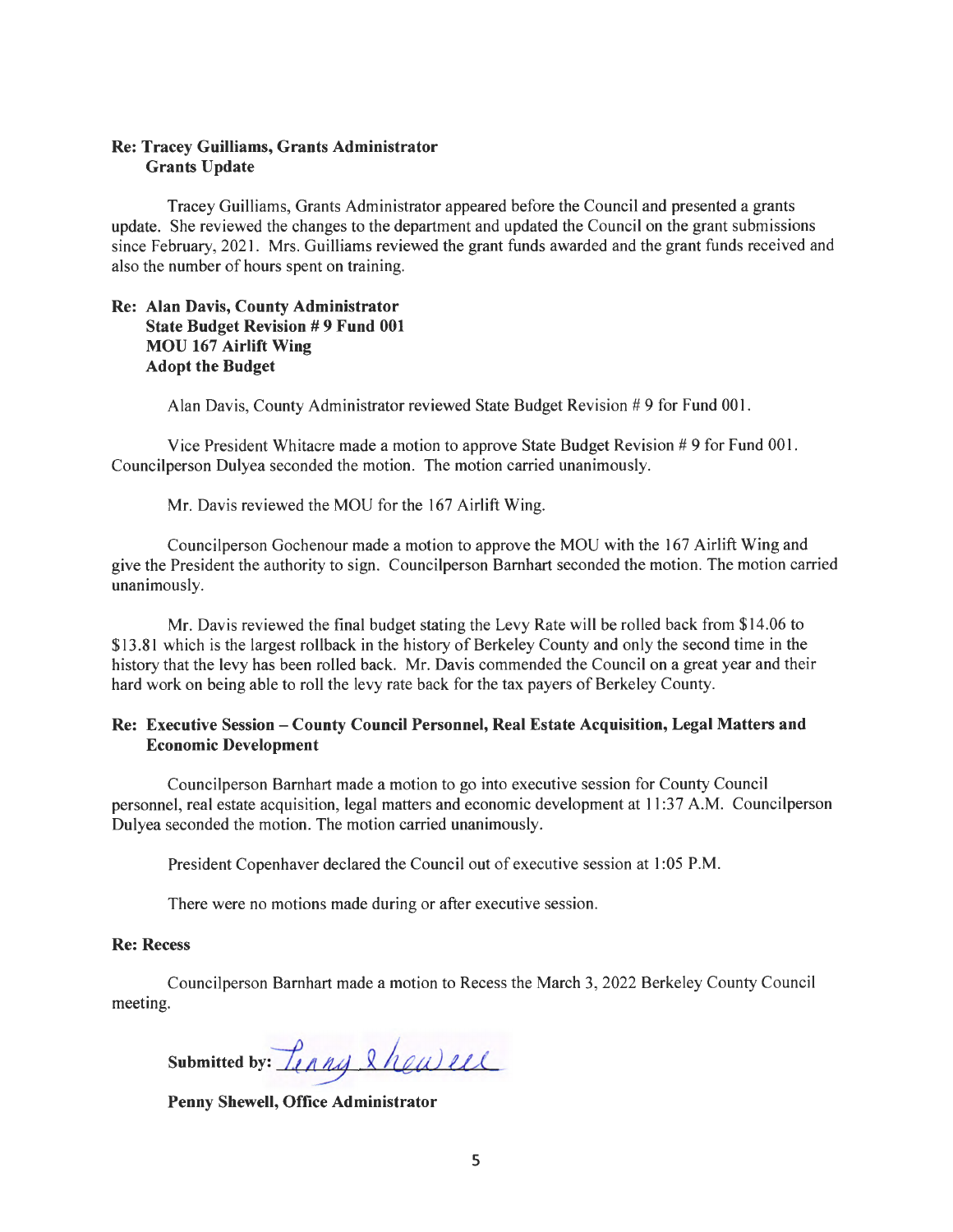**Re: Tracey Guilliams, Grants Administrator**
**Grants Update**

Tracey Guilliams, Grants Administrator appeared before the Council and presented a grants update. She reviewed the changes to the department and updated the Council on the grant submissions since February, 2021. Mrs. Guilliams reviewed the grant funds awarded and the grant funds received and also the number of hours spent on training.

**Re: Alan Davis, County Administrator**
**State Budget Revision # 9 Fund 001**
**MOU 167 Airlift Wing**
**Adopt the Budget**

Alan Davis, County Administrator reviewed State Budget Revision # 9 for Fund 001.

Vice President Whitacre made a motion to approve State Budget Revision # 9 for Fund 001. Councilperson Dulyea seconded the motion. The motion carried unanimously.

Mr. Davis reviewed the MOU for the 167 Airlift Wing.

Councilperson Gochenour made a motion to approve the MOU with the 167 Airlift Wing and give the President the authority to sign. Councilperson Barnhart seconded the motion. The motion carried unanimously.

Mr. Davis reviewed the final budget stating the Levy Rate will be rolled back from $14.06 to $13.81 which is the largest rollback in the history of Berkeley County and only the second time in the history that the levy has been rolled back. Mr. Davis commended the Council on a great year and their hard work on being able to roll the levy rate back for the tax payers of Berkeley County.

**Re: Executive Session – County Council Personnel, Real Estate Acquisition, Legal Matters and Economic Development**

Councilperson Barnhart made a motion to go into executive session for County Council personnel, real estate acquisition, legal matters and economic development at 11:37 A.M. Councilperson Dulyea seconded the motion. The motion carried unanimously.

President Copenhaver declared the Council out of executive session at 1:05 P.M.

There were no motions made during or after executive session.

**Re: Recess**

Councilperson Barnhart made a motion to Recess the March 3, 2022 Berkeley County Council meeting.

**Submitted by:** Penny Shewell

**Penny Shewell, Office Administrator**